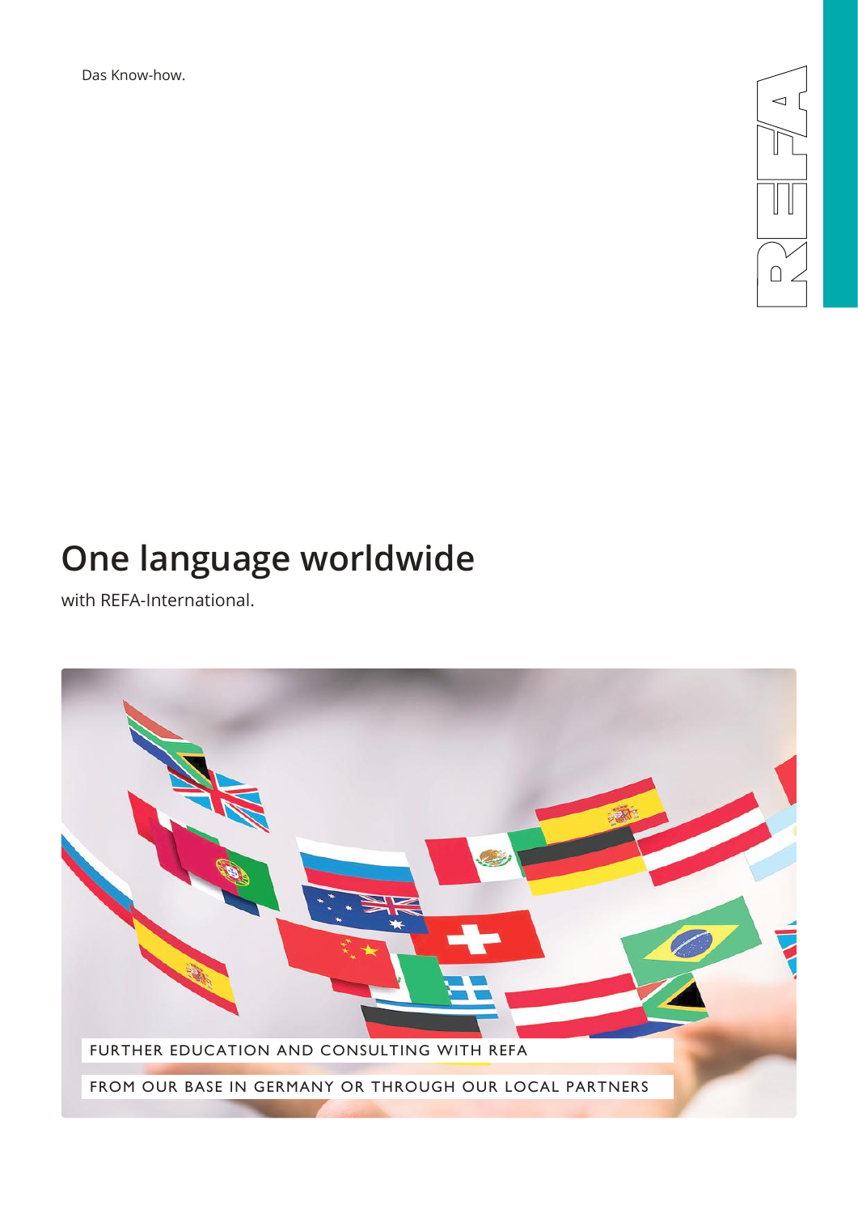Das Know-how.

# One language worldwide

with REFA-International.

FURTHER EDUCATION AND CONSULTING WITH REFA

FROM OUR BASE IN GERMANY OR THROUGH OUR LOCAL PARTNERS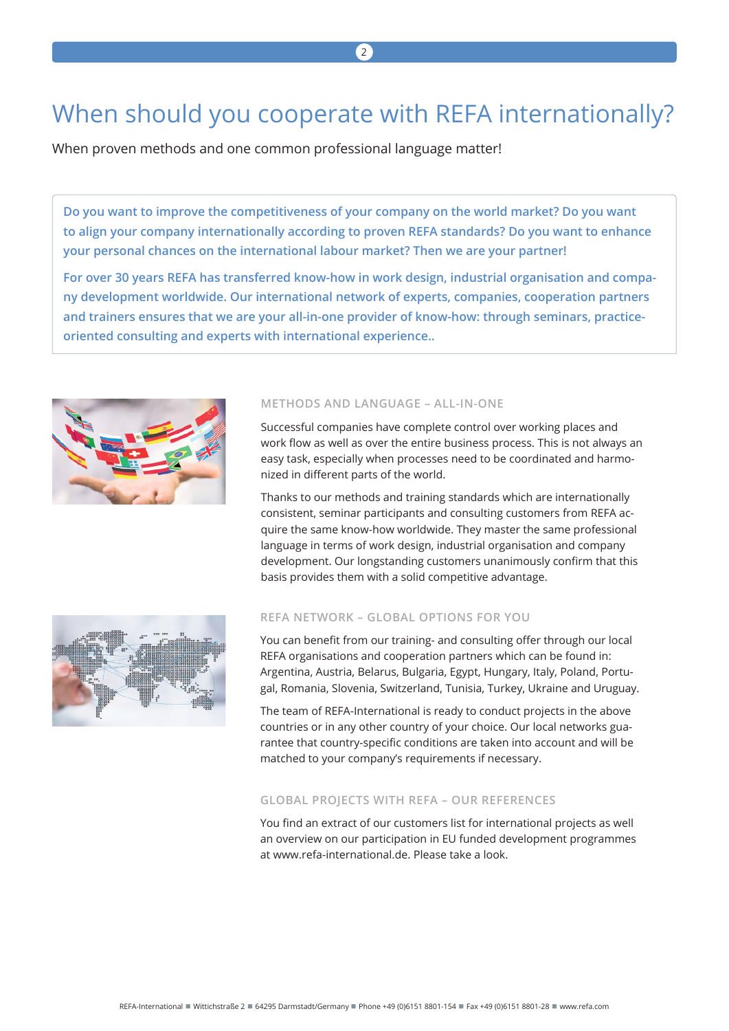# When should you cooperate with REFA internationally?

When proven methods and one common professional language matter!

**Do you want to improve the competitiveness of your company on the world market? Do you want to align your company internationally according to proven REFA standards? Do you want to enhance your personal chances on the international labour market? Then we are your partner!**

**For over 30 years REFA has transferred know-how in work design, industrial organisation and company development worldwide. Our international network of experts, companies, cooperation partners and trainers ensures that we are your all-in-one provider of know-how: through seminars, practice-oriented consulting and experts with international experience..**

## METHODS AND LANGUAGE – ALL-IN-ONE

Successful companies have complete control over working places and work flow as well as over the entire business process. This is not always an easy task, especially when processes need to be coordinated and harmonized in different parts of the world.

Thanks to our methods and training standards which are internationally consistent, seminar participants and consulting customers from REFA acquire the same know-how worldwide. They master the same professional language in terms of work design, industrial organisation and company development. Our longstanding customers unanimously confirm that this basis provides them with a solid competitive advantage.

## REFA NETWORK – GLOBAL OPTIONS FOR YOU

You can benefit from our training- and consulting offer through our local REFA organisations and cooperation partners which can be found in: Argentina, Austria, Belarus, Bulgaria, Egypt, Hungary, Italy, Poland, Portugal, Romania, Slovenia, Switzerland, Tunisia, Turkey, Ukraine and Uruguay.

The team of REFA-International is ready to conduct projects in the above countries or in any other country of your choice. Our local networks guarantee that country-specific conditions are taken into account and will be matched to your company's requirements if necessary.

## GLOBAL PROJECTS WITH REFA – OUR REFERENCES

You find an extract of our customers list for international projects as well an overview on our participation in EU funded development programmes at www.refa-international.de. Please take a look.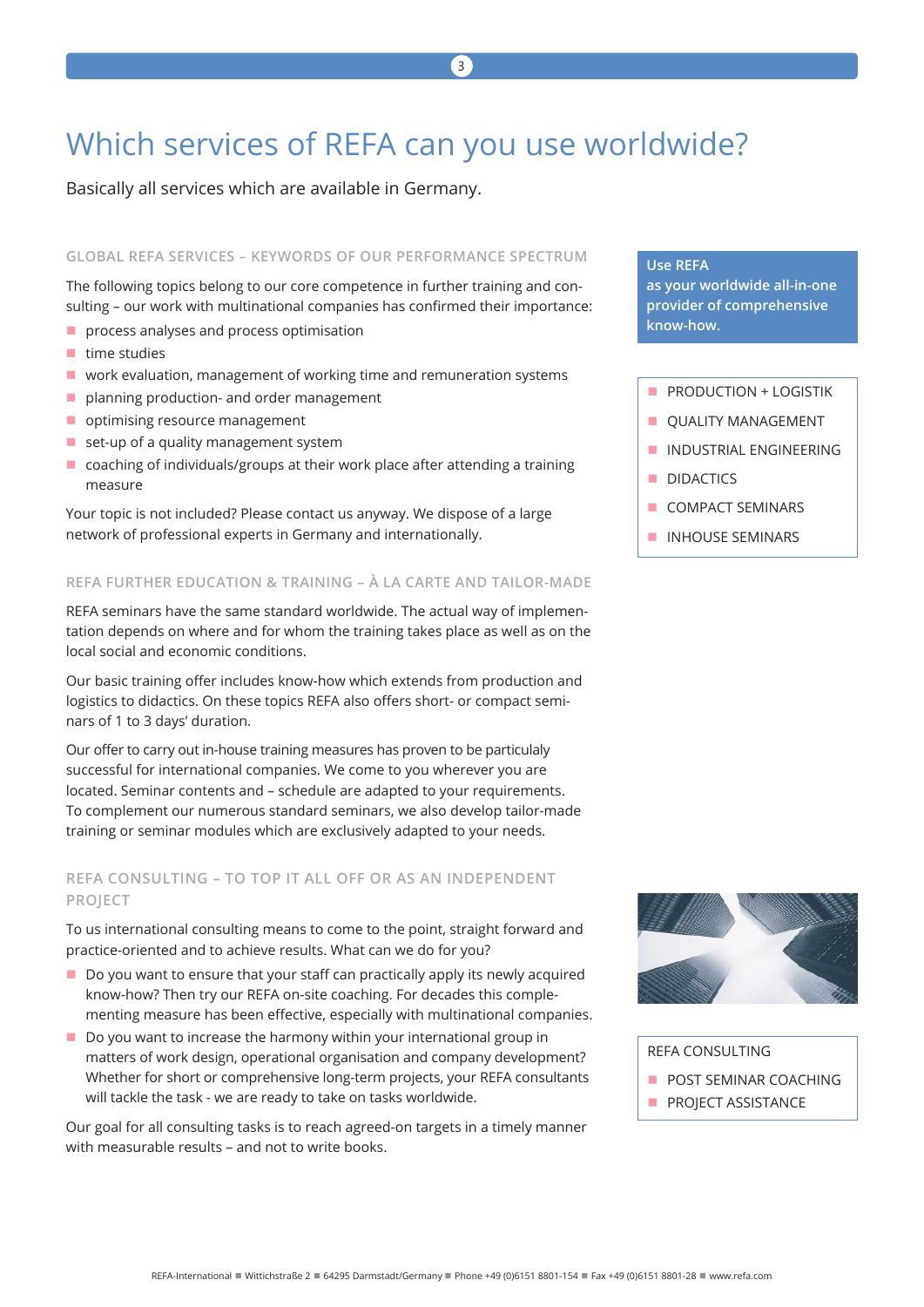# Which services of REFA can you use worldwide?

Basically all services which are available in Germany.

## GLOBAL REFA SERVICES – KEYWORDS OF OUR PERFORMANCE SPECTRUM

The following topics belong to our core competence in further training and consulting – our work with multinational companies has confirmed their importance:

- process analyses and process optimisation
- time studies
- work evaluation, management of working time and remuneration systems
- planning production- and order management
- optimising resource management
- set-up of a quality management system
- coaching of individuals/groups at their work place after attending a training measure

Your topic is not included? Please contact us anyway. We dispose of a large network of professional experts in Germany and internationally.

## REFA FURTHER EDUCATION & TRAINING – À LA CARTE AND TAILOR-MADE

REFA seminars have the same standard worldwide. The actual way of implementation depends on where and for whom the training takes place as well as on the local social and economic conditions.

Our basic training offer includes know-how which extends from production and logistics to didactics. On these topics REFA also offers short- or compact seminars of 1 to 3 days' duration.

Our offer to carry out in-house training measures has proven to be particulaly successful for international companies. We come to you wherever you are located. Seminar contents and – schedule are adapted to your requirements. To complement our numerous standard seminars, we also develop tailor-made training or seminar modules which are exclusively adapted to your needs.

## REFA CONSULTING – TO TOP IT ALL OFF OR AS AN INDEPENDENT PROJECT

To us international consulting means to come to the point, straight forward and practice-oriented and to achieve results. What can we do for you?

- Do you want to ensure that your staff can practically apply its newly acquired know-how? Then try our REFA on-site coaching. For decades this complementing measure has been effective, especially with multinational companies.
- Do you want to increase the harmony within your international group in matters of work design, operational organisation and company development? Whether for short or comprehensive long-term projects, your REFA consultants will tackle the task - we are ready to take on tasks worldwide.

Our goal for all consulting tasks is to reach agreed-on targets in a timely manner with measurable results – and not to write books.

**Use REFA as your worldwide all-in-one provider of comprehensive know-how.**

- PRODUCTION + LOGISTIK
- QUALITY MANAGEMENT
- INDUSTRIAL ENGINEERING
- DIDACTICS
- COMPACT SEMINARS
- INHOUSE SEMINARS

REFA CONSULTING

- POST SEMINAR COACHING
- PROJECT ASSISTANCE

REFA-International ■ Wittichstraße 2 ■ 64295 Darmstadt/Germany ■ Phone +49 (0)6151 8801-154 ■ Fax +49 (0)6151 8801-28 ■ www.refa.com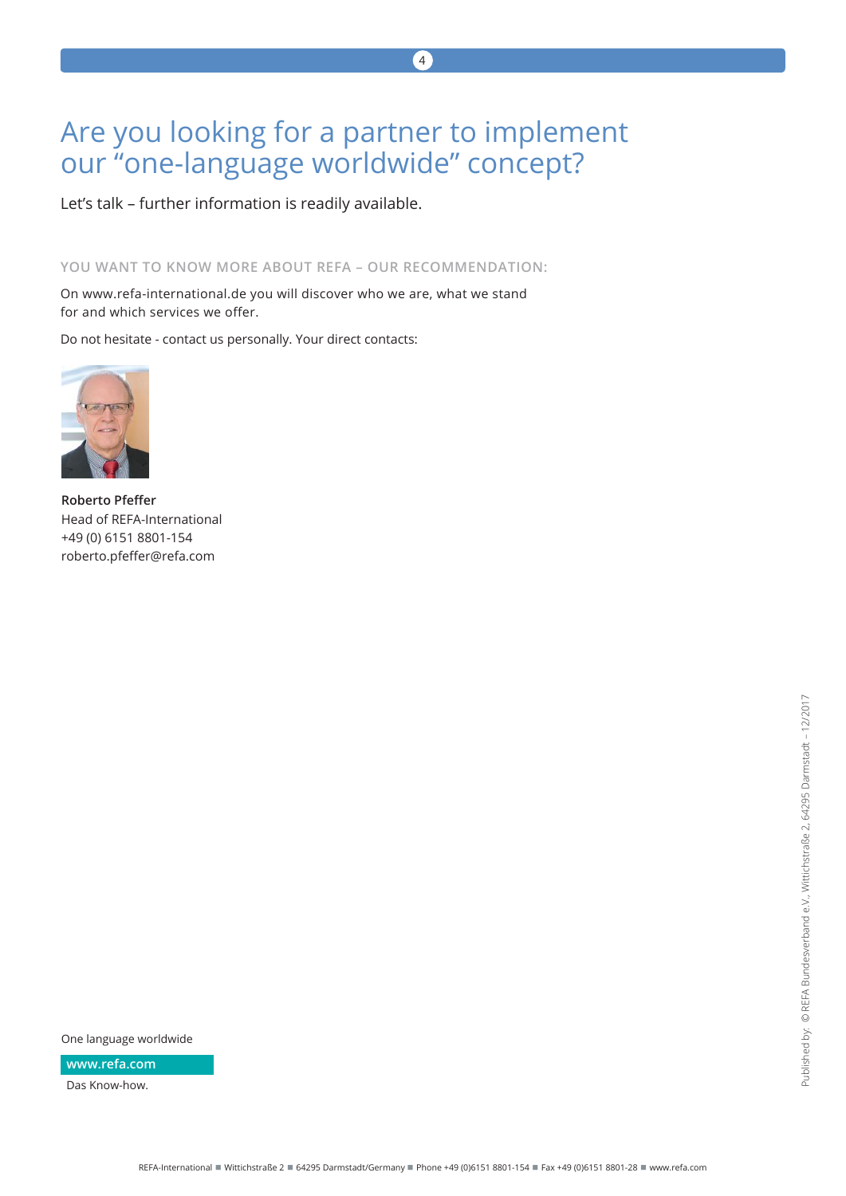# Are you looking for a partner to implement our “one-language worldwide” concept?

Let’s talk – further information is readily available.

### YOU WANT TO KNOW MORE ABOUT REFA – OUR RECOMMENDATION:

On www.refa-international.de you will discover who we are, what we stand for and which services we offer.

Do not hesitate - contact us personally. Your direct contacts:

**Roberto Pfeffer**
Head of REFA-International
+49 (0) 6151 8801-154
roberto.pfeffer@refa.com

One language worldwide

**www.refa.com**

Das Know-how.

Published by: © REFA Bundesverband e.V., Wittichstraße 2, 64295 Darmstadt – 12/2017

REFA-International ■ Wittichstraße 2 ■ 64295 Darmstadt/Germany ■ Phone +49 (0)6151 8801-154 ■ Fax +49 (0)6151 8801-28 ■ www.refa.com